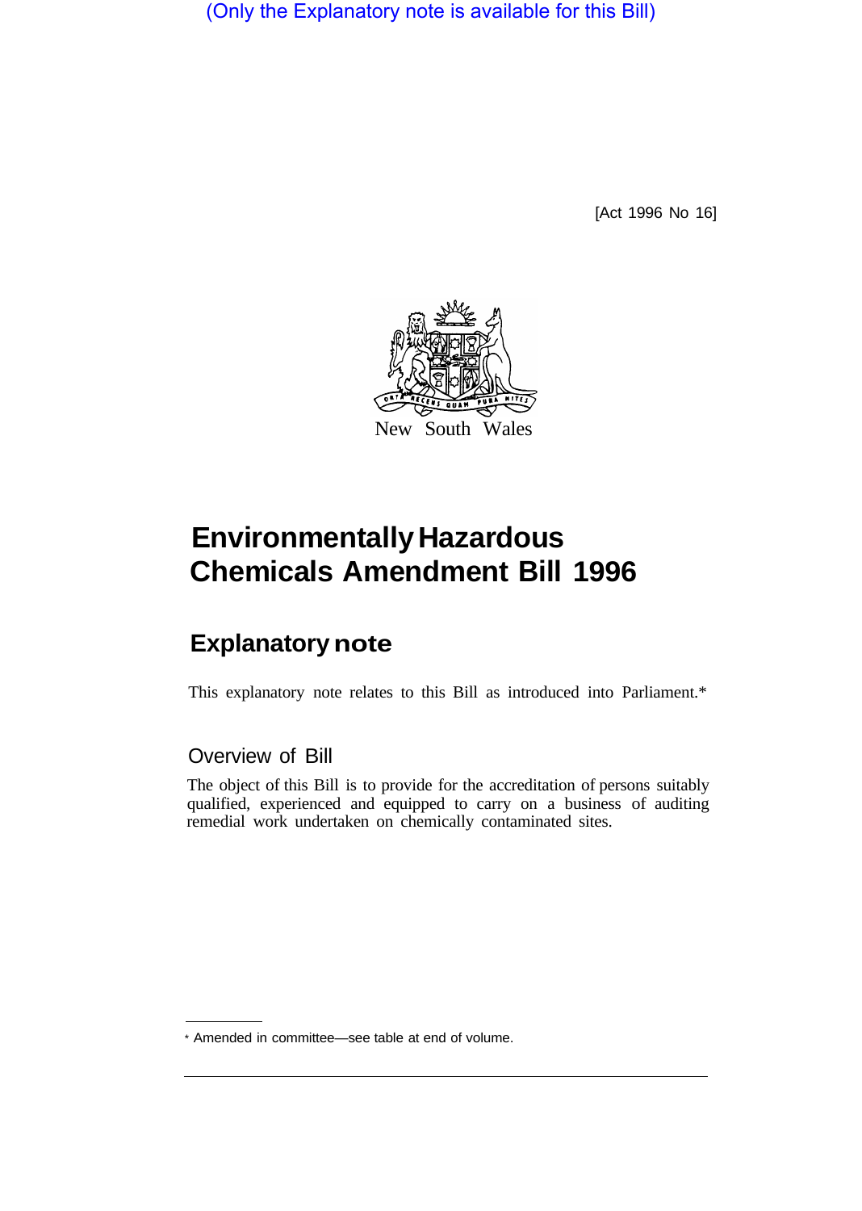(Only the Explanatory note is available for this Bill)

[Act 1996 No 16]

New South Wales

# Environmentally Hazardous Chemicals Amendment Bill 1996

## Explanatory note

This explanatory note relates to this Bill as introduced into Parliament.*

### Overview of Bill

The object of this Bill is to provide for the accreditation of persons suitably qualified, experienced and equipped to carry on a business of auditing remedial work undertaken on chemically contaminated sites.

* Amended in committee—see table at end of volume.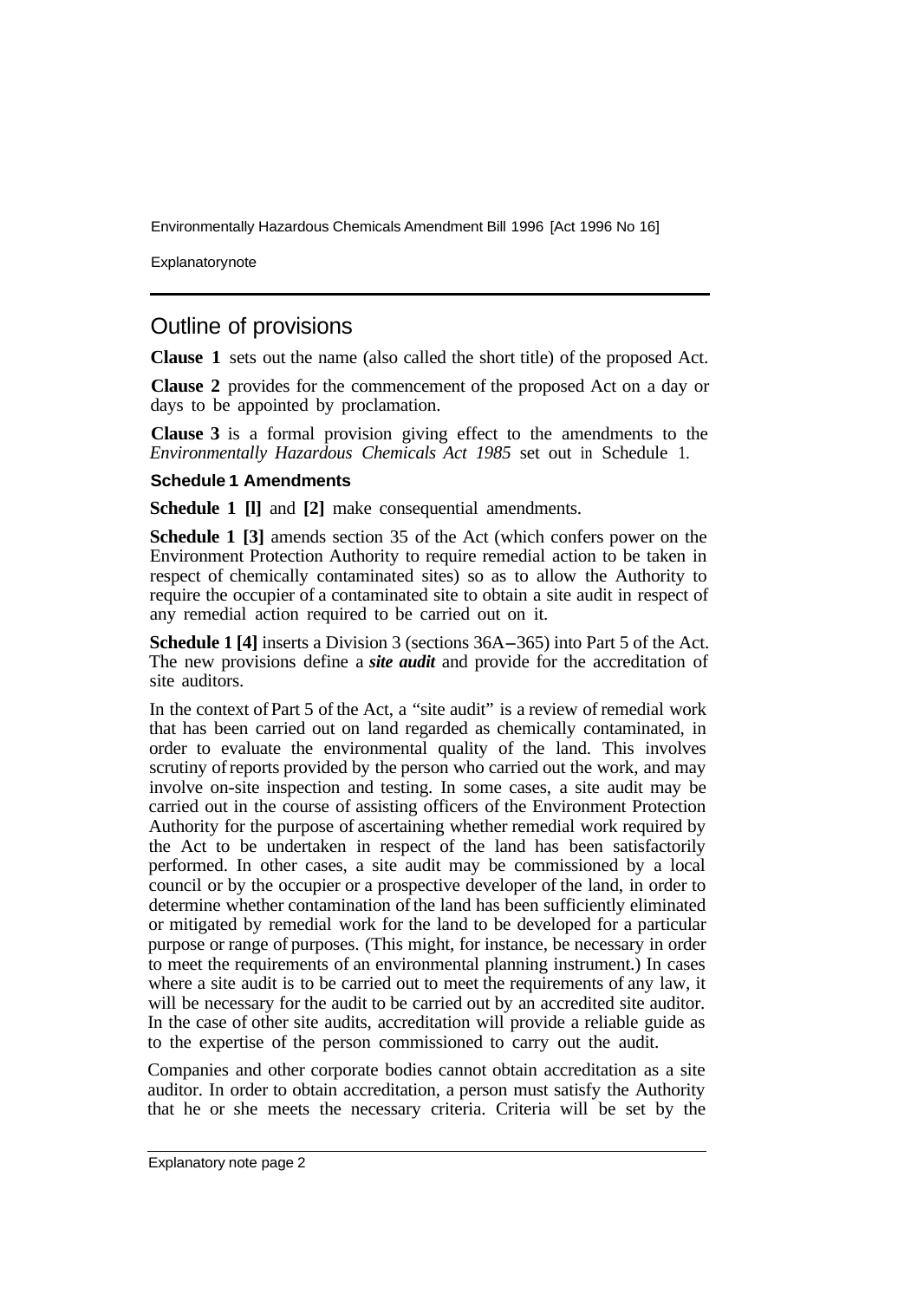## Outline of provisions

**Clause 1** sets out the name (also called the short title) of the proposed Act.

**Clause 2** provides for the commencement of the proposed Act on a day or days to be appointed by proclamation.

**Clause 3** is a formal provision giving effect to the amendments to the *Environmentally Hazardous Chemicals Act 1985* set out in Schedule 1.

### Schedule 1 Amendments

**Schedule 1 [l]** and **[2]** make consequential amendments.

**Schedule 1 [3]** amends section 35 of the Act (which confers power on the Environment Protection Authority to require remedial action to be taken in respect of chemically contaminated sites) so as to allow the Authority to require the occupier of a contaminated site to obtain a site audit in respect of any remedial action required to be carried out on it.

**Schedule 1 [4]** inserts a Division 3 (sections 36A–365) into Part 5 of the Act. The new provisions define a ***site audit*** and provide for the accreditation of site auditors.

In the context of Part 5 of the Act, a "site audit" is a review of remedial work that has been carried out on land regarded as chemically contaminated, in order to evaluate the environmental quality of the land. This involves scrutiny of reports provided by the person who carried out the work, and may involve on-site inspection and testing. In some cases, a site audit may be carried out in the course of assisting officers of the Environment Protection Authority for the purpose of ascertaining whether remedial work required by the Act to be undertaken in respect of the land has been satisfactorily performed. In other cases, a site audit may be commissioned by a local council or by the occupier or a prospective developer of the land, in order to determine whether contamination of the land has been sufficiently eliminated or mitigated by remedial work for the land to be developed for a particular purpose or range of purposes. (This might, for instance, be necessary in order to meet the requirements of an environmental planning instrument.) In cases where a site audit is to be carried out to meet the requirements of any law, it will be necessary for the audit to be carried out by an accredited site auditor. In the case of other site audits, accreditation will provide a reliable guide as to the expertise of the person commissioned to carry out the audit.

Companies and other corporate bodies cannot obtain accreditation as a site auditor. In order to obtain accreditation, a person must satisfy the Authority that he or she meets the necessary criteria. Criteria will be set by the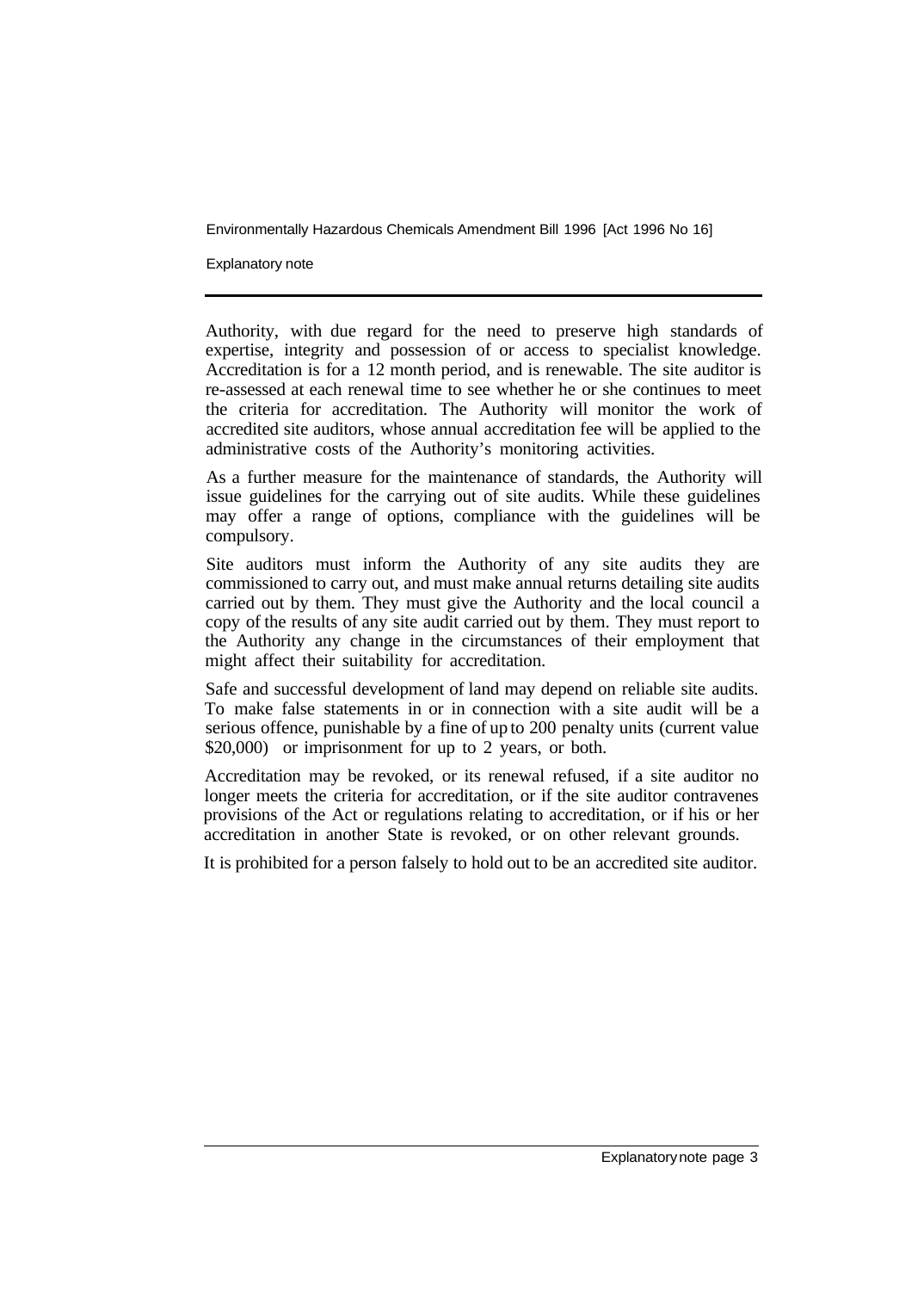Authority, with due regard for the need to preserve high standards of expertise, integrity and possession of or access to specialist knowledge. Accreditation is for a 12 month period, and is renewable. The site auditor is re-assessed at each renewal time to see whether he or she continues to meet the criteria for accreditation. The Authority will monitor the work of accredited site auditors, whose annual accreditation fee will be applied to the administrative costs of the Authority's monitoring activities.

As a further measure for the maintenance of standards, the Authority will issue guidelines for the carrying out of site audits. While these guidelines may offer a range of options, compliance with the guidelines will be compulsory.

Site auditors must inform the Authority of any site audits they are commissioned to carry out, and must make annual returns detailing site audits carried out by them. They must give the Authority and the local council a copy of the results of any site audit carried out by them. They must report to the Authority any change in the circumstances of their employment that might affect their suitability for accreditation.

Safe and successful development of land may depend on reliable site audits. To make false statements in or in connection with a site audit will be a serious offence, punishable by a fine of up to 200 penalty units (current value $20,000) or imprisonment for up to 2 years, or both.

Accreditation may be revoked, or its renewal refused, if a site auditor no longer meets the criteria for accreditation, or if the site auditor contravenes provisions of the Act or regulations relating to accreditation, or if his or her accreditation in another State is revoked, or on other relevant grounds.

It is prohibited for a person falsely to hold out to be an accredited site auditor.